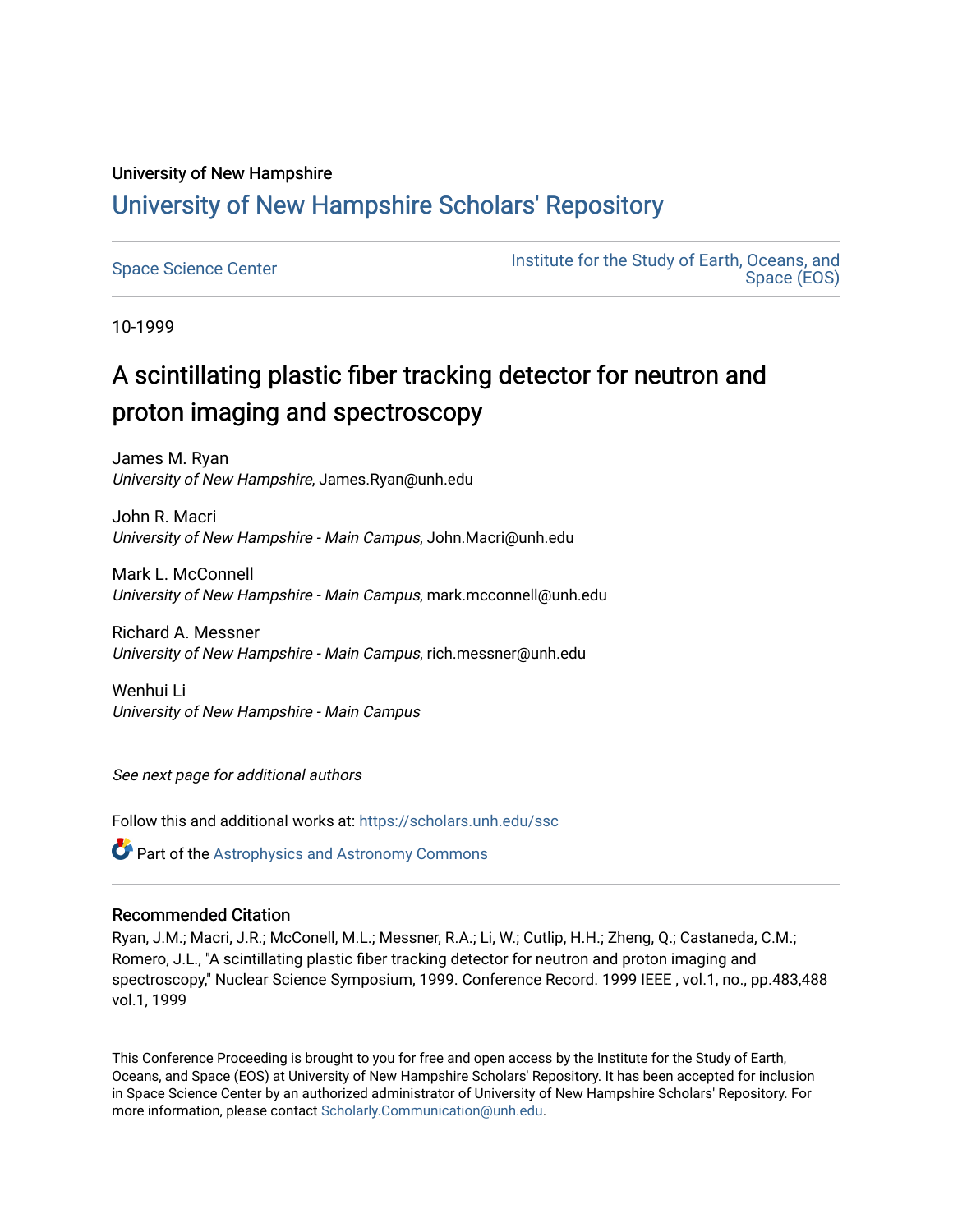University of New Hampshire

# University of New Hampshire Scholars' Repository

Space Science Center | Institute for the Study of Earth, Oceans, and Space (EOS)

10-1999

## A scintillating plastic fiber tracking detector for neutron and proton imaging and spectroscopy

James M. Ryan
*University of New Hampshire*, James.Ryan@unh.edu

John R. Macri
*University of New Hampshire - Main Campus*, John.Macri@unh.edu

Mark L. McConnell
*University of New Hampshire - Main Campus*, mark.mcconnell@unh.edu

Richard A. Messner
*University of New Hampshire - Main Campus*, rich.messner@unh.edu

Wenhui Li
*University of New Hampshire - Main Campus*

*See next page for additional authors*

Follow this and additional works at: https://scholars.unh.edu/ssc

Part of the Astrophysics and Astronomy Commons

### Recommended Citation

Ryan, J.M.; Macri, J.R.; McConnell, M.L.; Messner, R.A.; Li, W.; Cutlip, H.H.; Zheng, Q.; Castaneda, C.M.; Romero, J.L., "A scintillating plastic fiber tracking detector for neutron and proton imaging and spectroscopy," Nuclear Science Symposium, 1999. Conference Record. 1999 IEEE , vol.1, no., pp.483,488 vol.1, 1999

This Conference Proceeding is brought to you for free and open access by the Institute for the Study of Earth, Oceans, and Space (EOS) at University of New Hampshire Scholars' Repository. It has been accepted for inclusion in Space Science Center by an authorized administrator of University of New Hampshire Scholars' Repository. For more information, please contact Scholarly.Communication@unh.edu.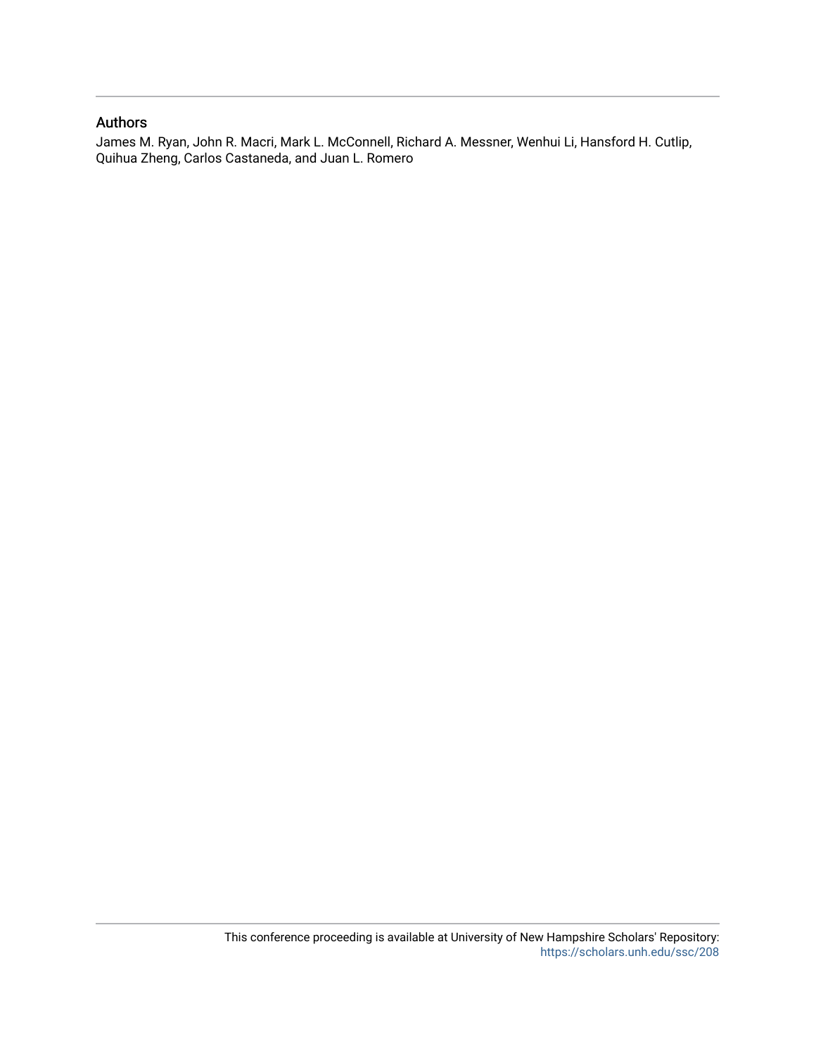## Authors

James M. Ryan, John R. Macri, Mark L. McConnell, Richard A. Messner, Wenhui Li, Hansford H. Cutlip, Quihua Zheng, Carlos Castaneda, and Juan L. Romero

This conference proceeding is available at University of New Hampshire Scholars' Repository: https://scholars.unh.edu/ssc/208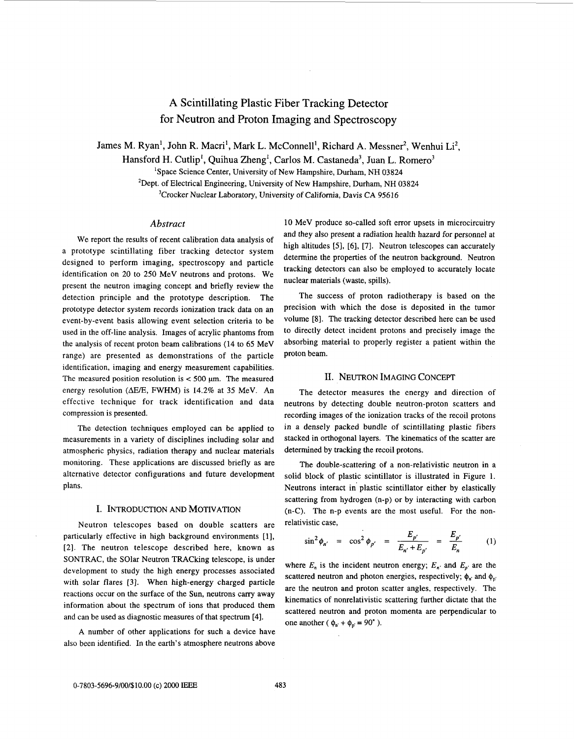# A Scintillating Plastic Fiber Tracking Detector for Neutron and Proton Imaging and Spectroscopy

James M. Ryan[1], John R. Macri[1], Mark L. McConnell[1], Richard A. Messner[2], Wenhui Li[2], Hansford H. Cutlip[1], Quihua Zheng[1], Carlos M. Castaneda[3], Juan L. Romero[3]

[1]Space Science Center, University of New Hampshire, Durham, NH 03824

[2]Dept. of Electrical Engineering, University of New Hampshire, Durham, NH 03824

[3]Crocker Nuclear Laboratory, University of California, Davis CA 95616

## *Abstract*

We report the results of recent calibration data analysis of a prototype scintillating fiber tracking detector system designed to perform imaging, spectroscopy and particle identification on 20 to 250 MeV neutrons and protons. We present the neutron imaging concept and briefly review the detection principle and the prototype description. The prototype detector system records ionization track data on an event-by-event basis allowing event selection criteria to be used in the off-line analysis. Images of acrylic phantoms from the analysis of recent proton beam calibrations (14 to 65 MeV range) are presented as demonstrations of the particle identification, imaging and energy measurement capabilities. The measured position resolution is < 500 μm. The measured energy resolution (ΔE/E, FWHM) is 14.2% at 35 MeV. An effective technique for track identification and data compression is presented.

The detection techniques employed can be applied to measurements in a variety of disciplines including solar and atmospheric physics, radiation therapy and nuclear materials monitoring. These applications are discussed briefly as are alternative detector configurations and future development plans.

## I. Introduction and Motivation

Neutron telescopes based on double scatters are particularly effective in high background environments [1], [2]. The neutron telescope described here, known as SONTRAC, the SOlar Neutron TRACking telescope, is under development to study the high energy processes associated with solar flares [3]. When high-energy charged particle reactions occur on the surface of the Sun, neutrons carry away information about the spectrum of ions that produced them and can be used as diagnostic measures of that spectrum [4].

A number of other applications for such a device have also been identified. In the earth's atmosphere neutrons above 10 MeV produce so-called soft error upsets in microcircuitry and they also present a radiation health hazard for personnel at high altitudes [5], [6], [7]. Neutron telescopes can accurately determine the properties of the neutron background. Neutron tracking detectors can also be employed to accurately locate nuclear materials (waste, spills).

The success of proton radiotherapy is based on the precision with which the dose is deposited in the tumor volume [8]. The tracking detector described here can be used to directly detect incident protons and precisely image the absorbing material to properly register a patient within the proton beam.

## II. Neutron Imaging Concept

The detector measures the energy and direction of neutrons by detecting double neutron-proton scatters and recording images of the ionization tracks of the recoil protons in a densely packed bundle of scintillating plastic fibers stacked in orthogonal layers. The kinematics of the scatter are determined by tracking the recoil protons.

The double-scattering of a non-relativistic neutron in a solid block of plastic scintillator is illustrated in Figure 1. Neutrons interact in plastic scintillator either by elastically scattering from hydrogen (n-p) or by interacting with carbon (n-C). The n-p events are the most useful. For the non-relativistic case,

$$\sin^2\phi_{n'} = \cos^2\phi_{p'} = \frac{E_{p'}}{E_{n'}+E_{p'}} = \frac{E_{p'}}{E_n} \quad (1)$$

where $E_n$ is the incident neutron energy; $E_{n'}$ and $E_{p'}$ are the scattered neutron and photon energies, respectively; $\phi_{n'}$ and $\phi_{p'}$ are the neutron and proton scatter angles, respectively. The kinematics of nonrelativistic scattering further dictate that the scattered neutron and proton momenta are perpendicular to one another ( $\phi_{n'} + \phi_{p'} = 90^\circ$ ).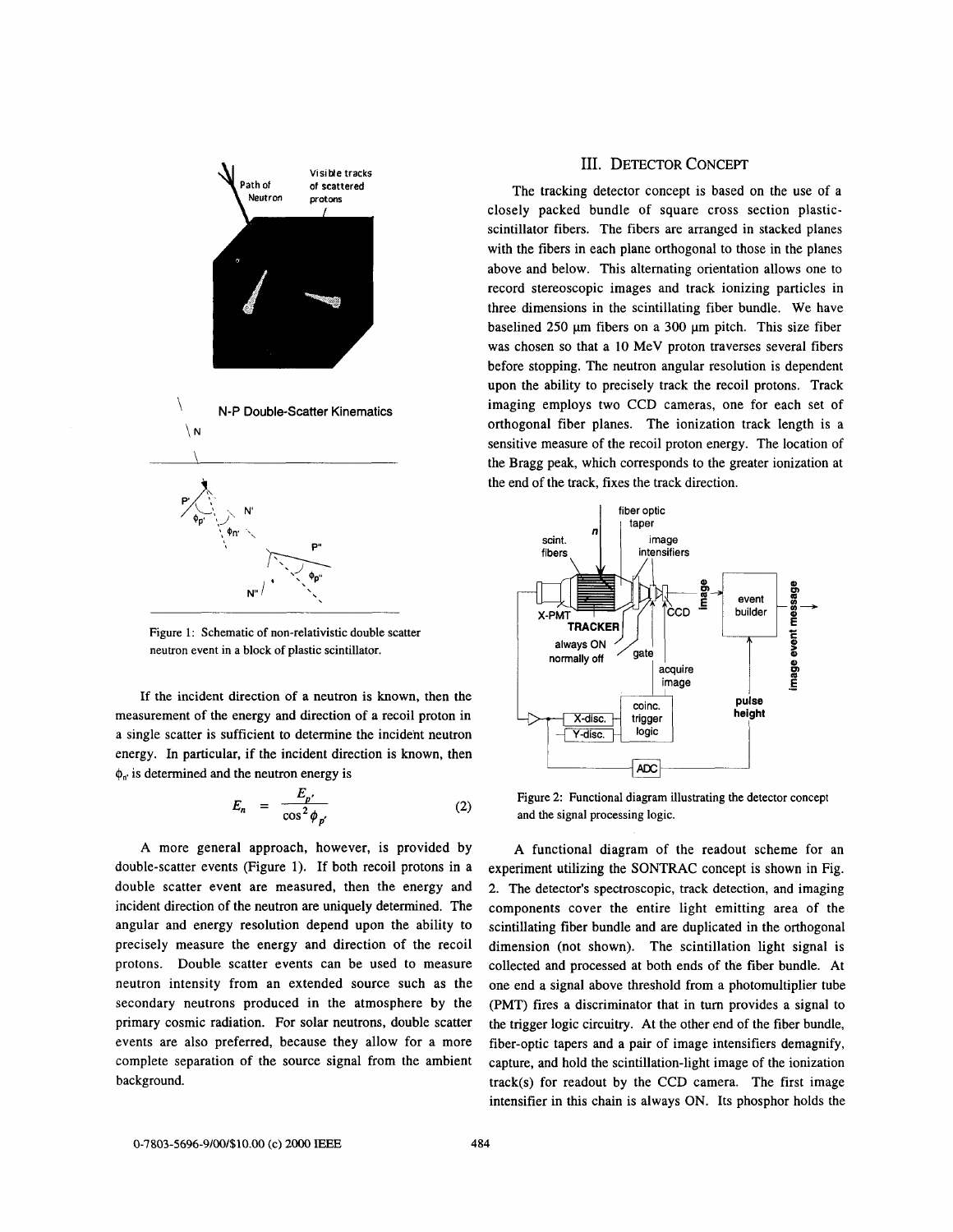Figure 1: Schematic of non-relativistic double scatter neutron event in a block of plastic scintillator.

If the incident direction of a neutron is known, then the measurement of the energy and direction of a recoil proton in a single scatter is sufficient to determine the incident neutron energy. In particular, if the incident direction is known, then $\phi_{n'}$ is determined and the neutron energy is

$$E_n = \frac{E_{p'}}{\cos^2 \phi_{p'}} \tag{2}$$

A more general approach, however, is provided by double-scatter events (Figure 1). If both recoil protons in a double scatter event are measured, then the energy and incident direction of the neutron are uniquely determined. The angular and energy resolution depend upon the ability to precisely measure the energy and direction of the recoil protons. Double scatter events can be used to measure neutron intensity from an extended source such as the secondary neutrons produced in the atmosphere by the primary cosmic radiation. For solar neutrons, double scatter events are also preferred, because they allow for a more complete separation of the source signal from the ambient background.

## III. DETECTOR CONCEPT

The tracking detector concept is based on the use of a closely packed bundle of square cross section plastic-scintillator fibers. The fibers are arranged in stacked planes with the fibers in each plane orthogonal to those in the planes above and below. This alternating orientation allows one to record stereoscopic images and track ionizing particles in three dimensions in the scintillating fiber bundle. We have baselined 250 μm fibers on a 300 μm pitch. This size fiber was chosen so that a 10 MeV proton traverses several fibers before stopping. The neutron angular resolution is dependent upon the ability to precisely track the recoil protons. Track imaging employs two CCD cameras, one for each set of orthogonal fiber planes. The ionization track length is a sensitive measure of the recoil proton energy. The location of the Bragg peak, which corresponds to the greater ionization at the end of the track, fixes the track direction.

Figure 2: Functional diagram illustrating the detector concept and the signal processing logic.

A functional diagram of the readout scheme for an experiment utilizing the SONTRAC concept is shown in Fig. 2. The detector's spectroscopic, track detection, and imaging components cover the entire light emitting area of the scintillating fiber bundle and are duplicated in the orthogonal dimension (not shown). The scintillation light signal is collected and processed at both ends of the fiber bundle. At one end a signal above threshold from a photomultiplier tube (PMT) fires a discriminator that in turn provides a signal to the trigger logic circuitry. At the other end of the fiber bundle, fiber-optic tapers and a pair of image intensifiers demagnify, capture, and hold the scintillation-light image of the ionization track(s) for readout by the CCD camera. The first image intensifier in this chain is always ON. Its phosphor holds the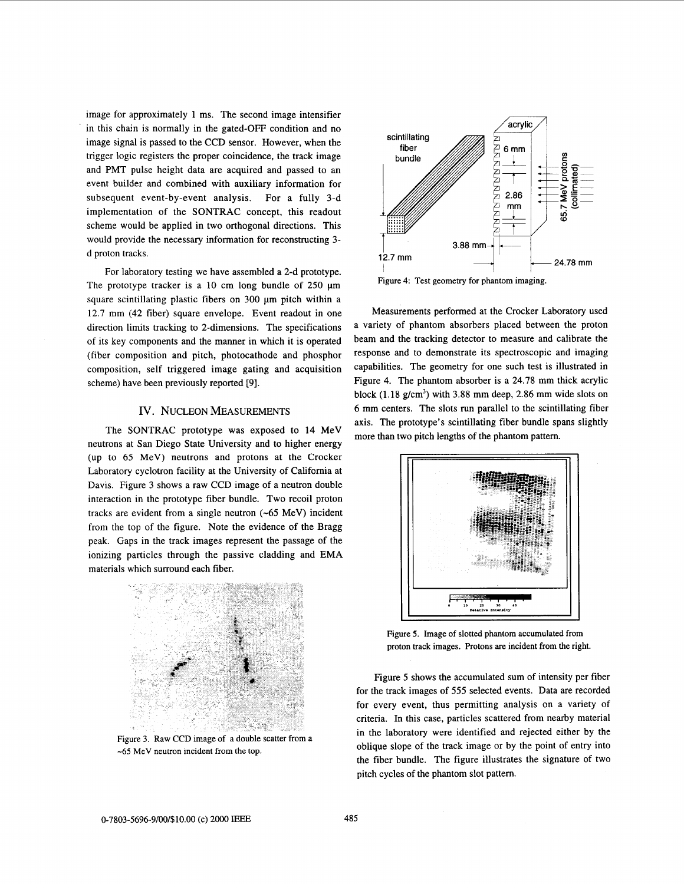image for approximately 1 ms. The second image intensifier in this chain is normally in the gated-OFF condition and no image signal is passed to the CCD sensor. However, when the trigger logic registers the proper coincidence, the track image and PMT pulse height data are acquired and passed to an event builder and combined with auxiliary information for subsequent event-by-event analysis. For a fully 3-d implementation of the SONTRAC concept, this readout scheme would be applied in two orthogonal directions. This would provide the necessary information for reconstructing 3-d proton tracks.

For laboratory testing we have assembled a 2-d prototype. The prototype tracker is a 10 cm long bundle of 250 μm square scintillating plastic fibers on 300 μm pitch within a 12.7 mm (42 fiber) square envelope. Event readout in one direction limits tracking to 2-dimensions. The specifications of its key components and the manner in which it is operated (fiber composition and pitch, photocathode and phosphor composition, self triggered image gating and acquisition scheme) have been previously reported [9].

## IV. Nucleon Measurements

The SONTRAC prototype was exposed to 14 MeV neutrons at San Diego State University and to higher energy (up to 65 MeV) neutrons and protons at the Crocker Laboratory cyclotron facility at the University of California at Davis. Figure 3 shows a raw CCD image of a neutron double interaction in the prototype fiber bundle. Two recoil proton tracks are evident from a single neutron (~65 MeV) incident from the top of the figure. Note the evidence of the Bragg peak. Gaps in the track images represent the passage of the ionizing particles through the passive cladding and EMA materials which surround each fiber.

Figure 3. Raw CCD image of a double scatter from a ~65 MeV neutron incident from the top.

Figure 4: Test geometry for phantom imaging.

Measurements performed at the Crocker Laboratory used a variety of phantom absorbers placed between the proton beam and the tracking detector to measure and calibrate the response and to demonstrate its spectroscopic and imaging capabilities. The geometry for one such test is illustrated in Figure 4. The phantom absorber is a 24.78 mm thick acrylic block (1.18 g/cm$^3$) with 3.88 mm deep, 2.86 mm wide slots on 6 mm centers. The slots run parallel to the scintillating fiber axis. The prototype's scintillating fiber bundle spans slightly more than two pitch lengths of the phantom pattern.

Figure 5. Image of slotted phantom accumulated from proton track images. Protons are incident from the right.

Figure 5 shows the accumulated sum of intensity per fiber for the track images of 555 selected events. Data are recorded for every event, thus permitting analysis on a variety of criteria. In this case, particles scattered from nearby material in the laboratory were identified and rejected either by the oblique slope of the track image or by the point of entry into the fiber bundle. The figure illustrates the signature of two pitch cycles of the phantom slot pattern.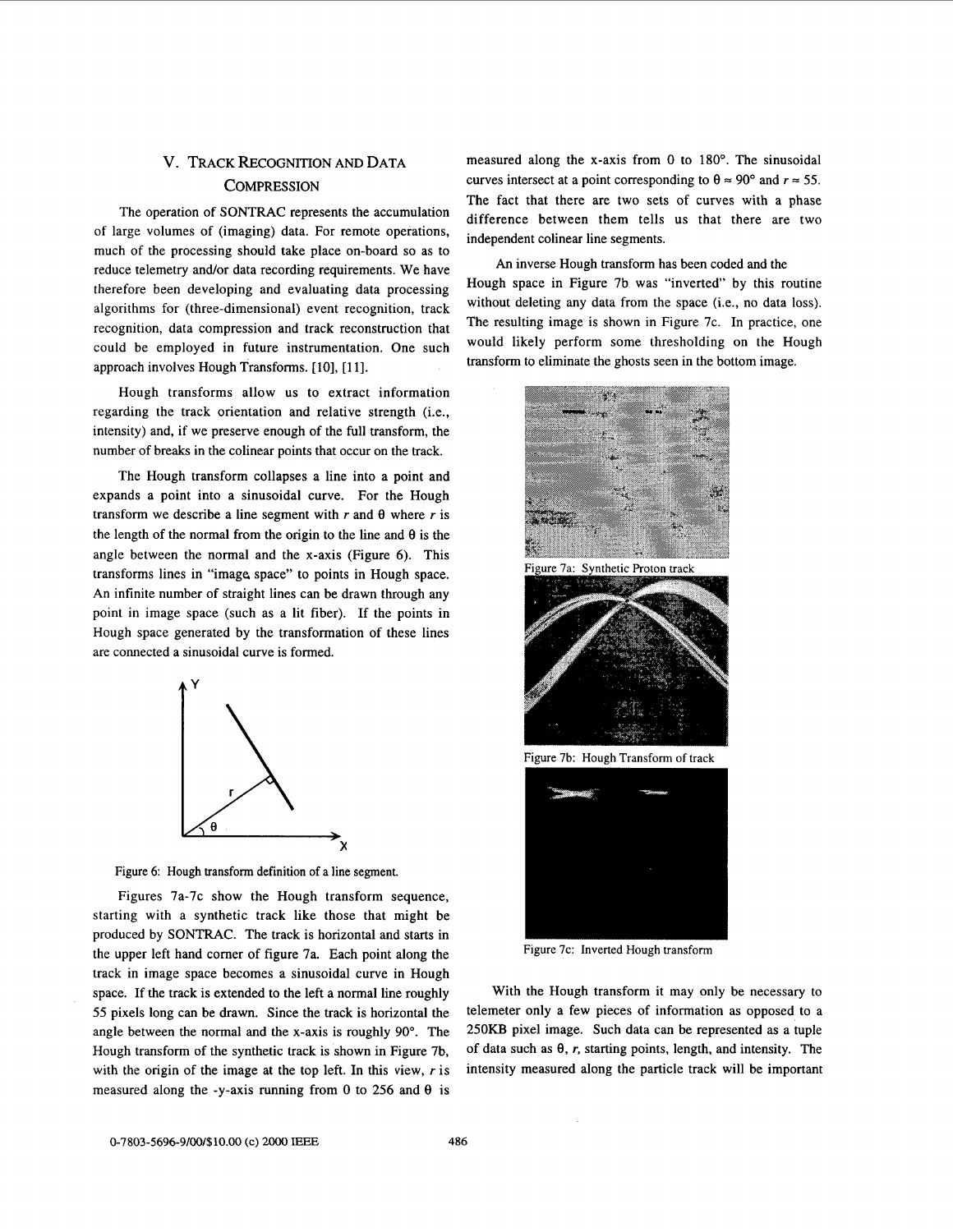## V. Track Recognition and Data Compression

The operation of SONTRAC represents the accumulation of large volumes of (imaging) data. For remote operations, much of the processing should take place on-board so as to reduce telemetry and/or data recording requirements. We have therefore been developing and evaluating data processing algorithms for (three-dimensional) event recognition, track recognition, data compression and track reconstruction that could be employed in future instrumentation. One such approach involves Hough Transforms. [10], [11].

Hough transforms allow us to extract information regarding the track orientation and relative strength (i.e., intensity) and, if we preserve enough of the full transform, the number of breaks in the colinear points that occur on the track.

The Hough transform collapses a line into a point and expands a point into a sinusoidal curve. For the Hough transform we describe a line segment with $r$ and $\theta$ where $r$ is the length of the normal from the origin to the line and $\theta$ is the angle between the normal and the x-axis (Figure 6). This transforms lines in "image space" to points in Hough space. An infinite number of straight lines can be drawn through any point in image space (such as a lit fiber). If the points in Hough space generated by the transformation of these lines are connected a sinusoidal curve is formed.

Figure 6: Hough transform definition of a line segment.

Figures 7a-7c show the Hough transform sequence, starting with a synthetic track like those that might be produced by SONTRAC. The track is horizontal and starts in the upper left hand corner of figure 7a. Each point along the track in image space becomes a sinusoidal curve in Hough space. If the track is extended to the left a normal line roughly 55 pixels long can be drawn. Since the track is horizontal the angle between the normal and the x-axis is roughly 90°. The Hough transform of the synthetic track is shown in Figure 7b, with the origin of the image at the top left. In this view, $r$ is measured along the -y-axis running from 0 to 256 and $\theta$ is measured along the x-axis from 0 to 180°. The sinusoidal curves intersect at a point corresponding to $\theta \approx 90°$ and $r \approx 55$. The fact that there are two sets of curves with a phase difference between them tells us that there are two independent colinear line segments.

An inverse Hough transform has been coded and the Hough space in Figure 7b was "inverted" by this routine without deleting any data from the space (i.e., no data loss). The resulting image is shown in Figure 7c. In practice, one would likely perform some thresholding on the Hough transform to eliminate the ghosts seen in the bottom image.

Figure 7a: Synthetic Proton track

Figure 7b: Hough Transform of track

Figure 7c: Inverted Hough transform

With the Hough transform it may only be necessary to telemeter only a few pieces of information as opposed to a 250KB pixel image. Such data can be represented as a tuple of data such as $\theta$, $r$, starting points, length, and intensity. The intensity measured along the particle track will be important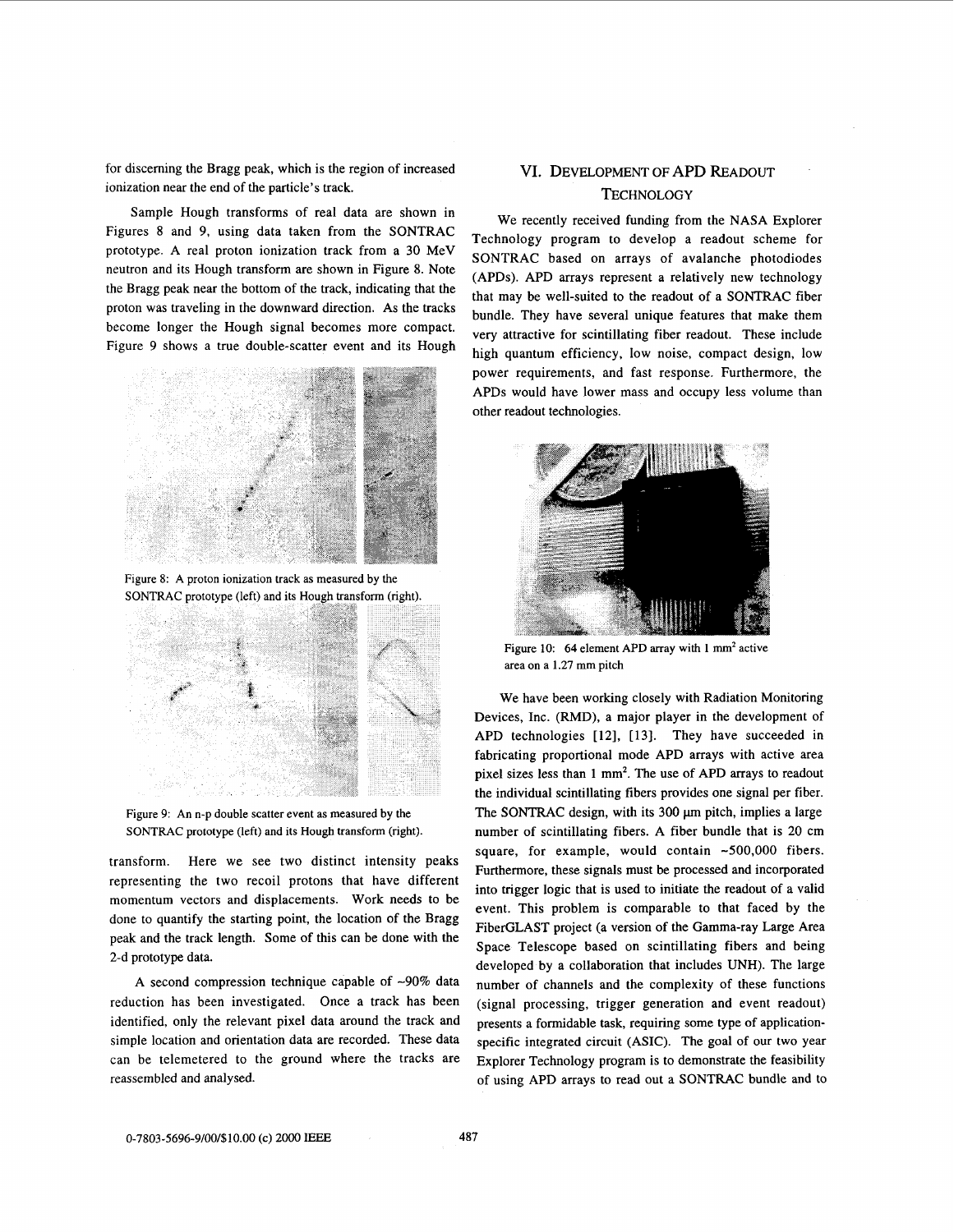for discerning the Bragg peak, which is the region of increased ionization near the end of the particle's track.

Sample Hough transforms of real data are shown in Figures 8 and 9, using data taken from the SONTRAC prototype. A real proton ionization track from a 30 MeV neutron and its Hough transform are shown in Figure 8. Note the Bragg peak near the bottom of the track, indicating that the proton was traveling in the downward direction. As the tracks become longer the Hough signal becomes more compact. Figure 9 shows a true double-scatter event and its Hough transform. Here we see two distinct intensity peaks representing the two recoil protons that have different momentum vectors and displacements. Work needs to be done to quantify the starting point, the location of the Bragg peak and the track length. Some of this can be done with the 2-d prototype data.

Figure 8: A proton ionization track as measured by the SONTRAC prototype (left) and its Hough transform (right).

Figure 9: An n-p double scatter event as measured by the SONTRAC prototype (left) and its Hough transform (right).

A second compression technique capable of ~90% data reduction has been investigated. Once a track has been identified, only the relevant pixel data around the track and simple location and orientation data are recorded. These data can be telemetered to the ground where the tracks are reassembled and analysed.

## VI. Development of APD Readout Technology

We recently received funding from the NASA Explorer Technology program to develop a readout scheme for SONTRAC based on arrays of avalanche photodiodes (APDs). APD arrays represent a relatively new technology that may be well-suited to the readout of a SONTRAC fiber bundle. They have several unique features that make them very attractive for scintillating fiber readout. These include high quantum efficiency, low noise, compact design, low power requirements, and fast response. Furthermore, the APDs would have lower mass and occupy less volume than other readout technologies.

Figure 10: 64 element APD array with 1 mm$^2$ active area on a 1.27 mm pitch

We have been working closely with Radiation Monitoring Devices, Inc. (RMD), a major player in the development of APD technologies [12], [13]. They have succeeded in fabricating proportional mode APD arrays with active area pixel sizes less than 1 mm$^2$. The use of APD arrays to readout the individual scintillating fibers provides one signal per fiber. The SONTRAC design, with its 300 μm pitch, implies a large number of scintillating fibers. A fiber bundle that is 20 cm square, for example, would contain ~500,000 fibers. Furthermore, these signals must be processed and incorporated into trigger logic that is used to initiate the readout of a valid event. This problem is comparable to that faced by the FiberGLAST project (a version of the Gamma-ray Large Area Space Telescope based on scintillating fibers and being developed by a collaboration that includes UNH). The large number of channels and the complexity of these functions (signal processing, trigger generation and event readout) presents a formidable task, requiring some type of application-specific integrated circuit (ASIC). The goal of our two year Explorer Technology program is to demonstrate the feasibility of using APD arrays to read out a SONTRAC bundle and to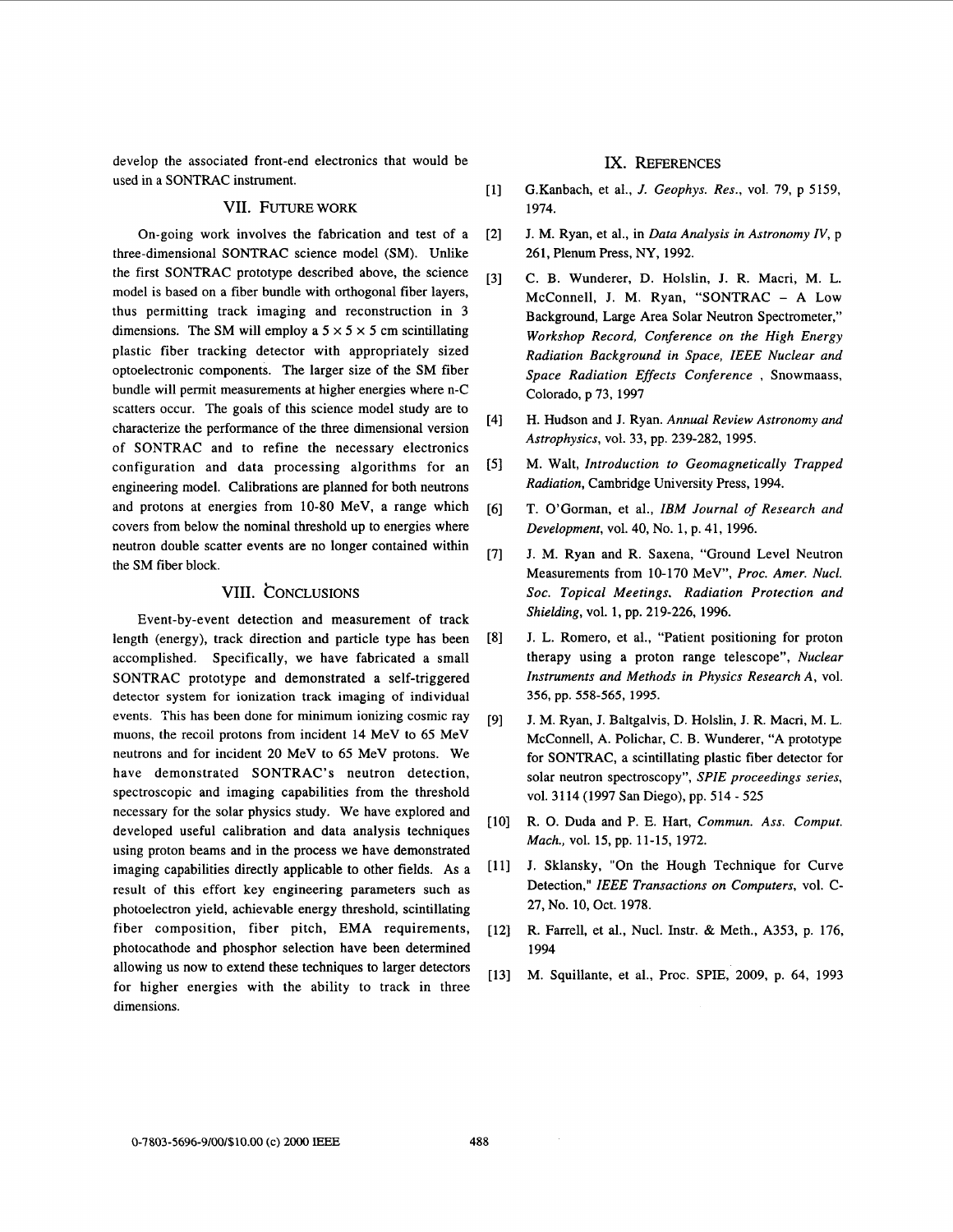develop the associated front-end electronics that would be used in a SONTRAC instrument.

## VII. Future Work

On-going work involves the fabrication and test of a three-dimensional SONTRAC science model (SM). Unlike the first SONTRAC prototype described above, the science model is based on a fiber bundle with orthogonal fiber layers, thus permitting track imaging and reconstruction in 3 dimensions. The SM will employ a $5 \times 5 \times 5$ cm scintillating plastic fiber tracking detector with appropriately sized optoelectronic components. The larger size of the SM fiber bundle will permit measurements at higher energies where n-C scatters occur. The goals of this science model study are to characterize the performance of the three dimensional version of SONTRAC and to refine the necessary electronics configuration and data processing algorithms for an engineering model. Calibrations are planned for both neutrons and protons at energies from 10-80 MeV, a range which covers from below the nominal threshold up to energies where neutron double scatter events are no longer contained within the SM fiber block.

## VIII. Conclusions

Event-by-event detection and measurement of track length (energy), track direction and particle type has been accomplished. Specifically, we have fabricated a small SONTRAC prototype and demonstrated a self-triggered detector system for ionization track imaging of individual events. This has been done for minimum ionizing cosmic ray muons, the recoil protons from incident 14 MeV to 65 MeV neutrons and for incident 20 MeV to 65 MeV protons. We have demonstrated SONTRAC's neutron detection, spectroscopic and imaging capabilities from the threshold necessary for the solar physics study. We have explored and developed useful calibration and data analysis techniques using proton beams and in the process we have demonstrated imaging capabilities directly applicable to other fields. As a result of this effort key engineering parameters such as photoelectron yield, achievable energy threshold, scintillating fiber composition, fiber pitch, EMA requirements, photocathode and phosphor selection have been determined allowing us now to extend these techniques to larger detectors for higher energies with the ability to track in three dimensions.

## IX. References

[1] G.Kanbach, et al., *J. Geophys. Res.*, vol. 79, p 5159, 1974.

[2] J. M. Ryan, et al., in *Data Analysis in Astronomy IV*, p 261, Plenum Press, NY, 1992.

[3] C. B. Wunderer, D. Holslin, J. R. Macri, M. L. McConnell, J. M. Ryan, "SONTRAC – A Low Background, Large Area Solar Neutron Spectrometer," *Workshop Record, Conference on the High Energy Radiation Background in Space, IEEE Nuclear and Space Radiation Effects Conference*, Snowmaass, Colorado, p 73, 1997

[4] H. Hudson and J. Ryan. *Annual Review Astronomy and Astrophysics*, vol. 33, pp. 239-282, 1995.

[5] M. Walt, *Introduction to Geomagnetically Trapped Radiation*, Cambridge University Press, 1994.

[6] T. O'Gorman, et al., *IBM Journal of Research and Development*, vol. 40, No. 1, p. 41, 1996.

[7] J. M. Ryan and R. Saxena, "Ground Level Neutron Measurements from 10-170 MeV", *Proc. Amer. Nucl. Soc. Topical Meetings. Radiation Protection and Shielding*, vol. 1, pp. 219-226, 1996.

[8] J. L. Romero, et al., "Patient positioning for proton therapy using a proton range telescope", *Nuclear Instruments and Methods in Physics Research A*, vol. 356, pp. 558-565, 1995.

[9] J. M. Ryan, J. Baltgalvis, D. Holslin, J. R. Macri, M. L. McConnell, A. Polichar, C. B. Wunderer, "A prototype for SONTRAC, a scintillating plastic fiber detector for solar neutron spectroscopy", *SPIE proceedings series*, vol. 3114 (1997 San Diego), pp. 514 - 525

[10] R. O. Duda and P. E. Hart, *Commun. Ass. Comput. Mach.*, vol. 15, pp. 11-15, 1972.

[11] J. Sklansky, "On the Hough Technique for Curve Detection," *IEEE Transactions on Computers*, vol. C-27, No. 10, Oct. 1978.

[12] R. Farrell, et al., Nucl. Instr. & Meth., A353, p. 176, 1994

[13] M. Squillante, et al., Proc. SPIE, 2009, p. 64, 1993